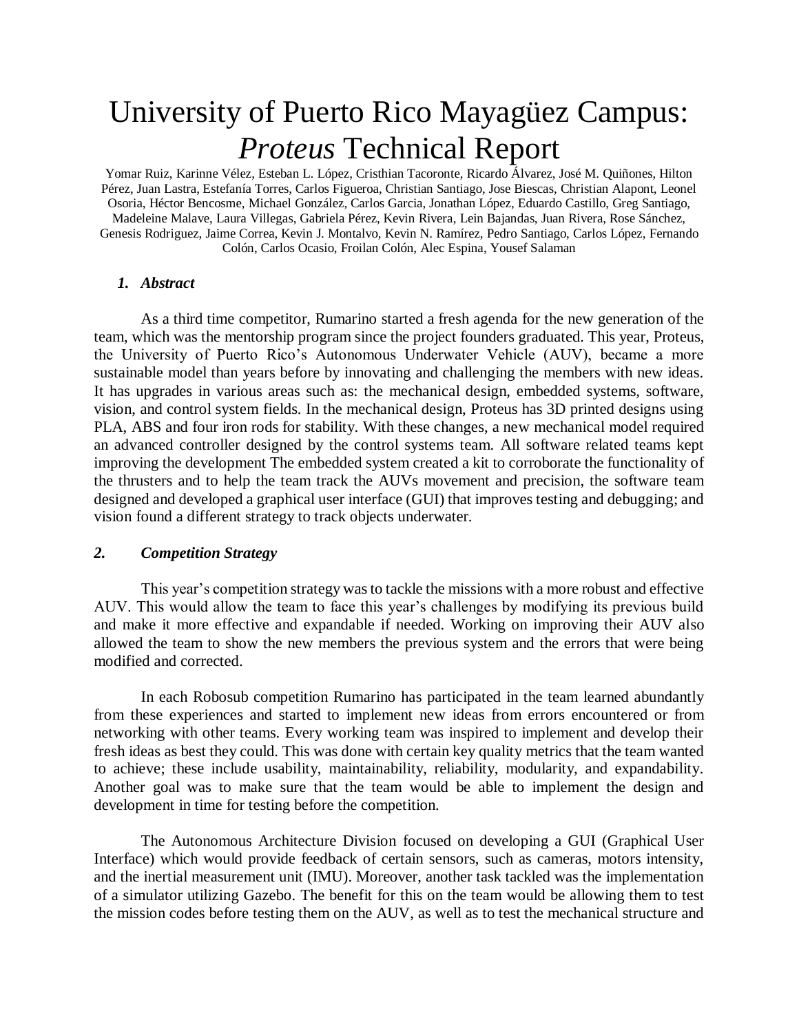# University of Puerto Rico Mayagüez Campus: *Proteus* Technical Report

Yomar Ruiz, Karinne Vélez, Esteban L. López, Cristhian Tacoronte, Ricardo Álvarez, José M. Quiñones, Hilton Pérez, Juan Lastra, Estefanía Torres, Carlos Figueroa, Christian Santiago, Jose Biescas, Christian Alapont, Leonel Osoria, Héctor Bencosme, Michael González, Carlos Garcia, Jonathan López, Eduardo Castillo, Greg Santiago, Madeleine Malave, Laura Villegas, Gabriela Pérez, Kevin Rivera, Lein Bajandas, Juan Rivera, Rose Sánchez, Genesis Rodriguez, Jaime Correa, Kevin J. Montalvo, Kevin N. Ramírez, Pedro Santiago, Carlos López, Fernando Colón, Carlos Ocasio, Froilan Colón, Alec Espina, Yousef Salaman

## *1. Abstract*

As a third time competitor, Rumarino started a fresh agenda for the new generation of the team, which was the mentorship program since the project founders graduated. This year, Proteus, the University of Puerto Rico's Autonomous Underwater Vehicle (AUV), became a more sustainable model than years before by innovating and challenging the members with new ideas. It has upgrades in various areas such as: the mechanical design, embedded systems, software, vision, and control system fields. In the mechanical design, Proteus has 3D printed designs using PLA, ABS and four iron rods for stability. With these changes, a new mechanical model required an advanced controller designed by the control systems team. All software related teams kept improving the development The embedded system created a kit to corroborate the functionality of the thrusters and to help the team track the AUVs movement and precision, the software team designed and developed a graphical user interface (GUI) that improves testing and debugging; and vision found a different strategy to track objects underwater.

## *2. Competition Strategy*

This year's competition strategy was to tackle the missions with a more robust and effective AUV. This would allow the team to face this year's challenges by modifying its previous build and make it more effective and expandable if needed. Working on improving their AUV also allowed the team to show the new members the previous system and the errors that were being modified and corrected.

In each Robosub competition Rumarino has participated in the team learned abundantly from these experiences and started to implement new ideas from errors encountered or from networking with other teams. Every working team was inspired to implement and develop their fresh ideas as best they could. This was done with certain key quality metrics that the team wanted to achieve; these include usability, maintainability, reliability, modularity, and expandability. Another goal was to make sure that the team would be able to implement the design and development in time for testing before the competition.

The Autonomous Architecture Division focused on developing a GUI (Graphical User Interface) which would provide feedback of certain sensors, such as cameras, motors intensity, and the inertial measurement unit (IMU). Moreover, another task tackled was the implementation of a simulator utilizing Gazebo. The benefit for this on the team would be allowing them to test the mission codes before testing them on the AUV, as well as to test the mechanical structure and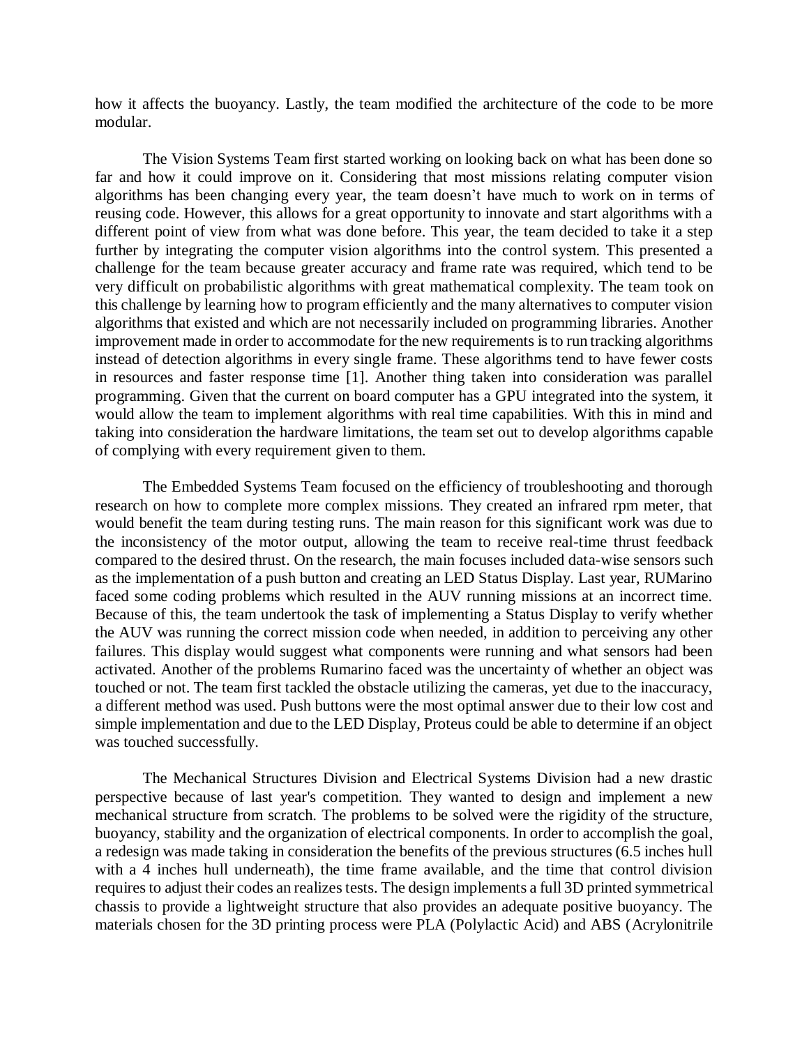how it affects the buoyancy. Lastly, the team modified the architecture of the code to be more modular.

The Vision Systems Team first started working on looking back on what has been done so far and how it could improve on it. Considering that most missions relating computer vision algorithms has been changing every year, the team doesn't have much to work on in terms of reusing code. However, this allows for a great opportunity to innovate and start algorithms with a different point of view from what was done before. This year, the team decided to take it a step further by integrating the computer vision algorithms into the control system. This presented a challenge for the team because greater accuracy and frame rate was required, which tend to be very difficult on probabilistic algorithms with great mathematical complexity. The team took on this challenge by learning how to program efficiently and the many alternatives to computer vision algorithms that existed and which are not necessarily included on programming libraries. Another improvement made in order to accommodate for the new requirements is to run tracking algorithms instead of detection algorithms in every single frame. These algorithms tend to have fewer costs in resources and faster response time [1]. Another thing taken into consideration was parallel programming. Given that the current on board computer has a GPU integrated into the system, it would allow the team to implement algorithms with real time capabilities. With this in mind and taking into consideration the hardware limitations, the team set out to develop algorithms capable of complying with every requirement given to them.

The Embedded Systems Team focused on the efficiency of troubleshooting and thorough research on how to complete more complex missions. They created an infrared rpm meter, that would benefit the team during testing runs. The main reason for this significant work was due to the inconsistency of the motor output, allowing the team to receive real-time thrust feedback compared to the desired thrust. On the research, the main focuses included data-wise sensors such as the implementation of a push button and creating an LED Status Display. Last year, RUMarino faced some coding problems which resulted in the AUV running missions at an incorrect time. Because of this, the team undertook the task of implementing a Status Display to verify whether the AUV was running the correct mission code when needed, in addition to perceiving any other failures. This display would suggest what components were running and what sensors had been activated. Another of the problems Rumarino faced was the uncertainty of whether an object was touched or not. The team first tackled the obstacle utilizing the cameras, yet due to the inaccuracy, a different method was used. Push buttons were the most optimal answer due to their low cost and simple implementation and due to the LED Display, Proteus could be able to determine if an object was touched successfully.

The Mechanical Structures Division and Electrical Systems Division had a new drastic perspective because of last year's competition. They wanted to design and implement a new mechanical structure from scratch. The problems to be solved were the rigidity of the structure, buoyancy, stability and the organization of electrical components. In order to accomplish the goal, a redesign was made taking in consideration the benefits of the previous structures (6.5 inches hull with a 4 inches hull underneath), the time frame available, and the time that control division requires to adjust their codes an realizes tests. The design implements a full 3D printed symmetrical chassis to provide a lightweight structure that also provides an adequate positive buoyancy. The materials chosen for the 3D printing process were PLA (Polylactic Acid) and ABS (Acrylonitrile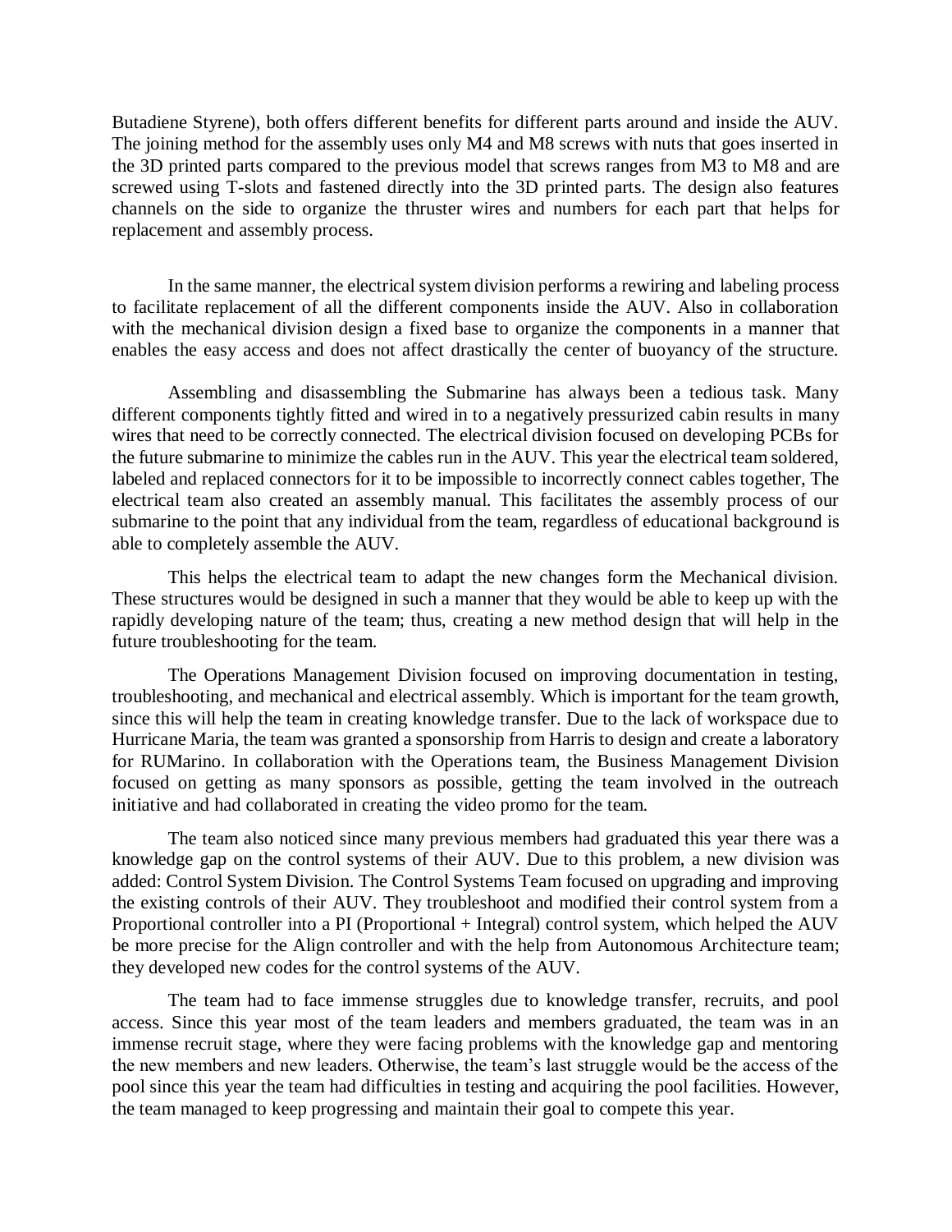Butadiene Styrene), both offers different benefits for different parts around and inside the AUV. The joining method for the assembly uses only M4 and M8 screws with nuts that goes inserted in the 3D printed parts compared to the previous model that screws ranges from M3 to M8 and are screwed using T-slots and fastened directly into the 3D printed parts. The design also features channels on the side to organize the thruster wires and numbers for each part that helps for replacement and assembly process.

In the same manner, the electrical system division performs a rewiring and labeling process to facilitate replacement of all the different components inside the AUV. Also in collaboration with the mechanical division design a fixed base to organize the components in a manner that enables the easy access and does not affect drastically the center of buoyancy of the structure.

Assembling and disassembling the Submarine has always been a tedious task. Many different components tightly fitted and wired in to a negatively pressurized cabin results in many wires that need to be correctly connected. The electrical division focused on developing PCBs for the future submarine to minimize the cables run in the AUV. This year the electrical team soldered, labeled and replaced connectors for it to be impossible to incorrectly connect cables together, The electrical team also created an assembly manual. This facilitates the assembly process of our submarine to the point that any individual from the team, regardless of educational background is able to completely assemble the AUV.

This helps the electrical team to adapt the new changes form the Mechanical division. These structures would be designed in such a manner that they would be able to keep up with the rapidly developing nature of the team; thus, creating a new method design that will help in the future troubleshooting for the team.

The Operations Management Division focused on improving documentation in testing, troubleshooting, and mechanical and electrical assembly. Which is important for the team growth, since this will help the team in creating knowledge transfer. Due to the lack of workspace due to Hurricane Maria, the team was granted a sponsorship from Harris to design and create a laboratory for RUMarino. In collaboration with the Operations team, the Business Management Division focused on getting as many sponsors as possible, getting the team involved in the outreach initiative and had collaborated in creating the video promo for the team.

The team also noticed since many previous members had graduated this year there was a knowledge gap on the control systems of their AUV. Due to this problem, a new division was added: Control System Division. The Control Systems Team focused on upgrading and improving the existing controls of their AUV. They troubleshoot and modified their control system from a Proportional controller into a PI (Proportional + Integral) control system, which helped the AUV be more precise for the Align controller and with the help from Autonomous Architecture team; they developed new codes for the control systems of the AUV.

The team had to face immense struggles due to knowledge transfer, recruits, and pool access. Since this year most of the team leaders and members graduated, the team was in an immense recruit stage, where they were facing problems with the knowledge gap and mentoring the new members and new leaders. Otherwise, the team's last struggle would be the access of the pool since this year the team had difficulties in testing and acquiring the pool facilities. However, the team managed to keep progressing and maintain their goal to compete this year.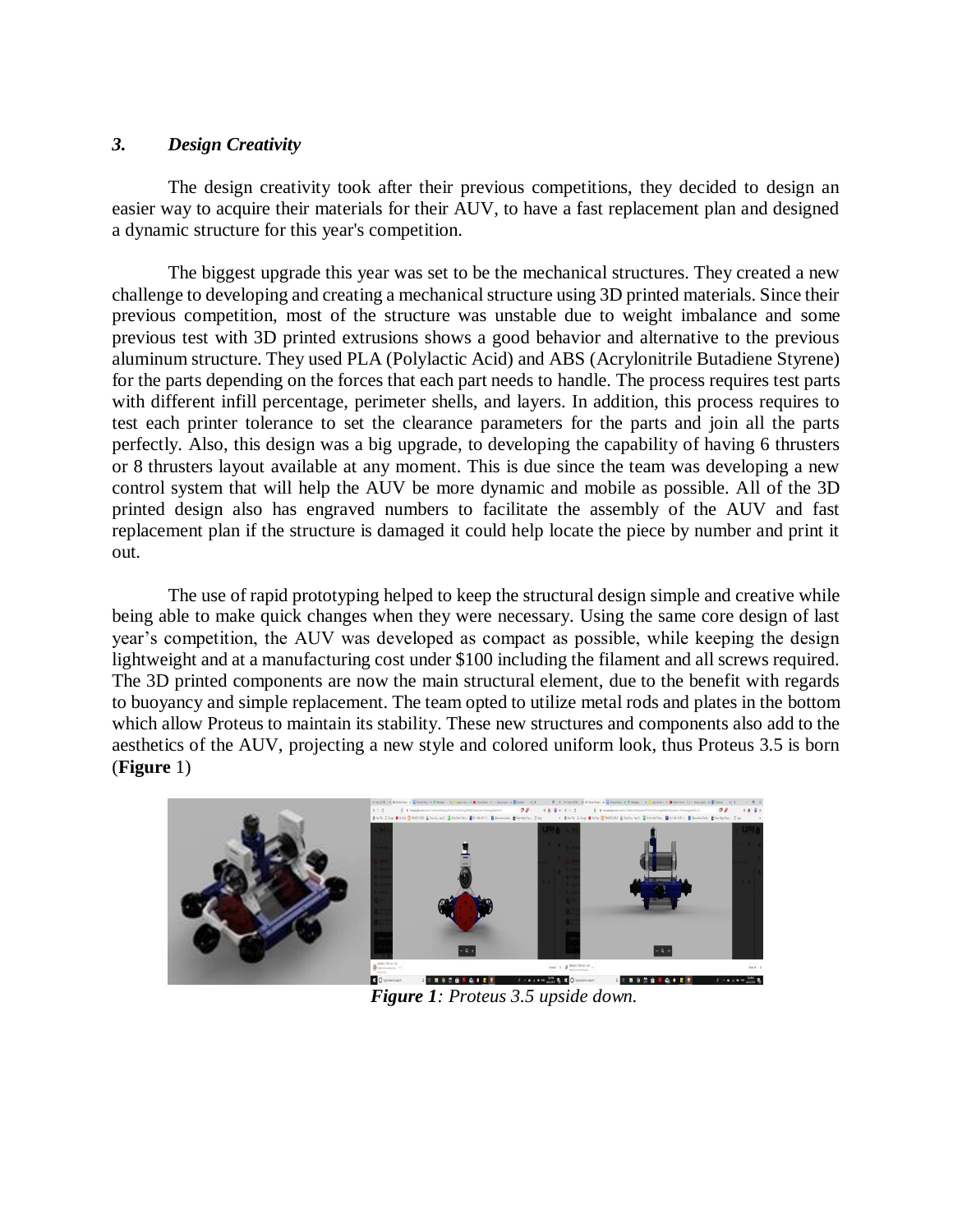### *3. Design Creativity*

The design creativity took after their previous competitions, they decided to design an easier way to acquire their materials for their AUV, to have a fast replacement plan and designed a dynamic structure for this year's competition.

The biggest upgrade this year was set to be the mechanical structures. They created a new challenge to developing and creating a mechanical structure using 3D printed materials. Since their previous competition, most of the structure was unstable due to weight imbalance and some previous test with 3D printed extrusions shows a good behavior and alternative to the previous aluminum structure. They used PLA (Polylactic Acid) and ABS (Acrylonitrile Butadiene Styrene) for the parts depending on the forces that each part needs to handle. The process requires test parts with different infill percentage, perimeter shells, and layers. In addition, this process requires to test each printer tolerance to set the clearance parameters for the parts and join all the parts perfectly. Also, this design was a big upgrade, to developing the capability of having 6 thrusters or 8 thrusters layout available at any moment. This is due since the team was developing a new control system that will help the AUV be more dynamic and mobile as possible. All of the 3D printed design also has engraved numbers to facilitate the assembly of the AUV and fast replacement plan if the structure is damaged it could help locate the piece by number and print it out.

The use of rapid prototyping helped to keep the structural design simple and creative while being able to make quick changes when they were necessary. Using the same core design of last year's competition, the AUV was developed as compact as possible, while keeping the design lightweight and at a manufacturing cost under $100 including the filament and all screws required. The 3D printed components are now the main structural element, due to the benefit with regards to buoyancy and simple replacement. The team opted to utilize metal rods and plates in the bottom which allow Proteus to maintain its stability. These new structures and components also add to the aesthetics of the AUV, projecting a new style and colored uniform look, thus Proteus 3.5 is born (**Figure** 1)

***Figure 1****: Proteus 3.5 upside down.*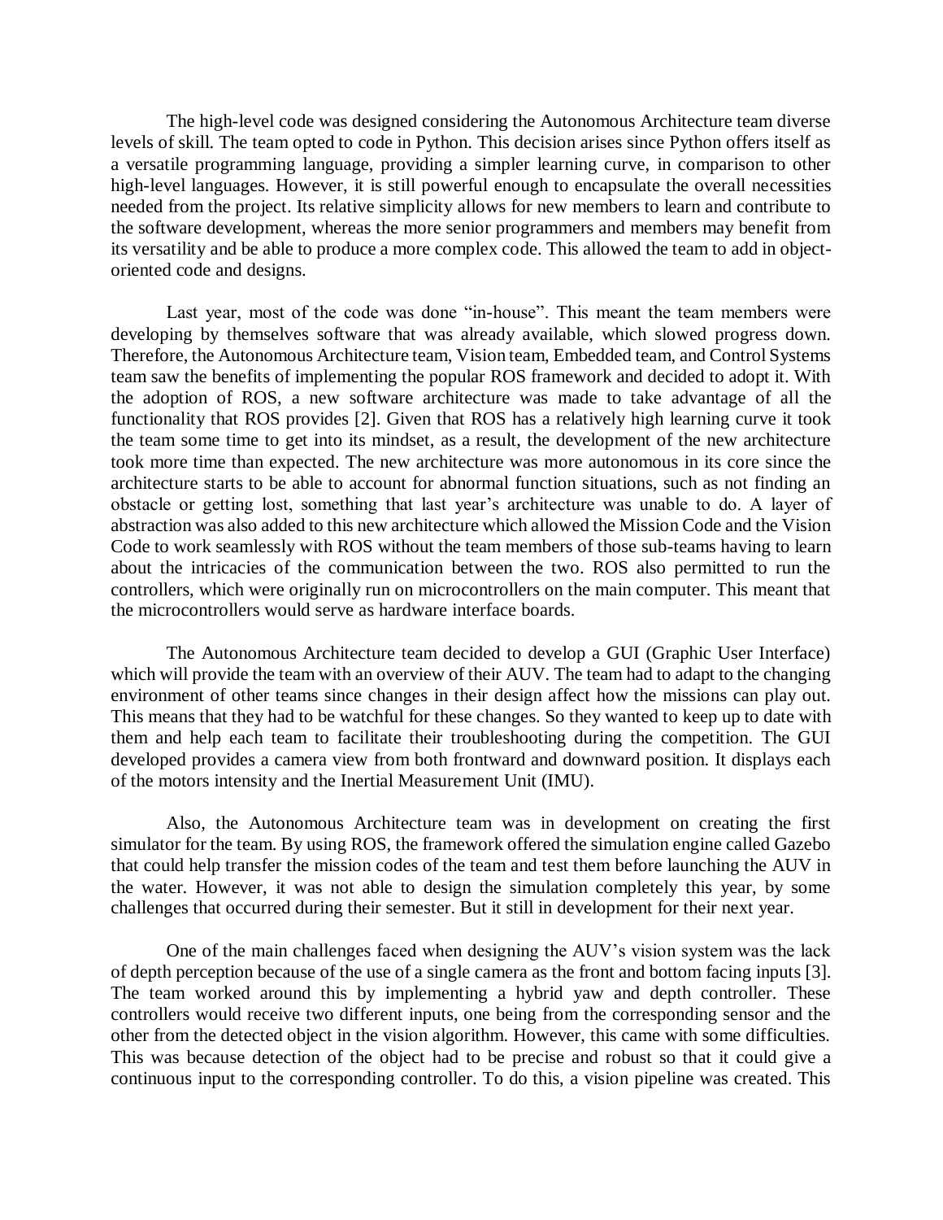The high-level code was designed considering the Autonomous Architecture team diverse levels of skill. The team opted to code in Python. This decision arises since Python offers itself as a versatile programming language, providing a simpler learning curve, in comparison to other high-level languages. However, it is still powerful enough to encapsulate the overall necessities needed from the project. Its relative simplicity allows for new members to learn and contribute to the software development, whereas the more senior programmers and members may benefit from its versatility and be able to produce a more complex code. This allowed the team to add in object-oriented code and designs.

Last year, most of the code was done "in-house". This meant the team members were developing by themselves software that was already available, which slowed progress down. Therefore, the Autonomous Architecture team, Vision team, Embedded team, and Control Systems team saw the benefits of implementing the popular ROS framework and decided to adopt it. With the adoption of ROS, a new software architecture was made to take advantage of all the functionality that ROS provides [2]. Given that ROS has a relatively high learning curve it took the team some time to get into its mindset, as a result, the development of the new architecture took more time than expected. The new architecture was more autonomous in its core since the architecture starts to be able to account for abnormal function situations, such as not finding an obstacle or getting lost, something that last year's architecture was unable to do. A layer of abstraction was also added to this new architecture which allowed the Mission Code and the Vision Code to work seamlessly with ROS without the team members of those sub-teams having to learn about the intricacies of the communication between the two. ROS also permitted to run the controllers, which were originally run on microcontrollers on the main computer. This meant that the microcontrollers would serve as hardware interface boards.

The Autonomous Architecture team decided to develop a GUI (Graphic User Interface) which will provide the team with an overview of their AUV. The team had to adapt to the changing environment of other teams since changes in their design affect how the missions can play out. This means that they had to be watchful for these changes. So they wanted to keep up to date with them and help each team to facilitate their troubleshooting during the competition. The GUI developed provides a camera view from both frontward and downward position. It displays each of the motors intensity and the Inertial Measurement Unit (IMU).

Also, the Autonomous Architecture team was in development on creating the first simulator for the team. By using ROS, the framework offered the simulation engine called Gazebo that could help transfer the mission codes of the team and test them before launching the AUV in the water. However, it was not able to design the simulation completely this year, by some challenges that occurred during their semester. But it still in development for their next year.

One of the main challenges faced when designing the AUV's vision system was the lack of depth perception because of the use of a single camera as the front and bottom facing inputs [3]. The team worked around this by implementing a hybrid yaw and depth controller. These controllers would receive two different inputs, one being from the corresponding sensor and the other from the detected object in the vision algorithm. However, this came with some difficulties. This was because detection of the object had to be precise and robust so that it could give a continuous input to the corresponding controller. To do this, a vision pipeline was created. This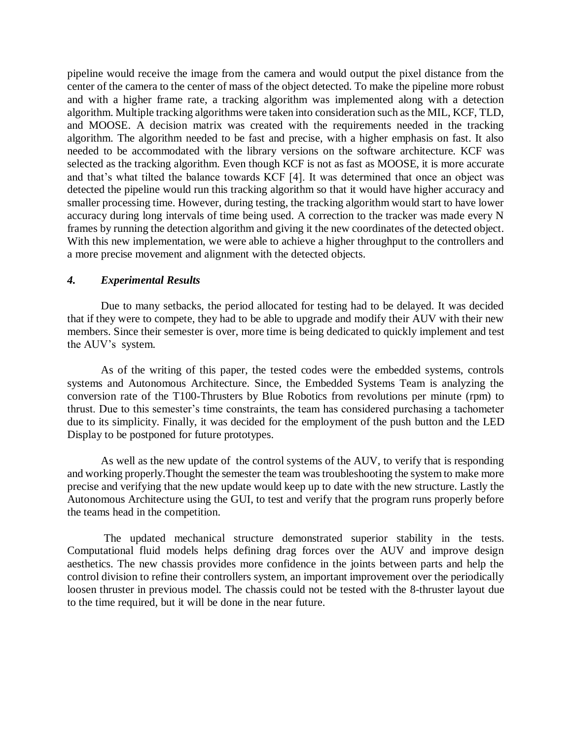pipeline would receive the image from the camera and would output the pixel distance from the center of the camera to the center of mass of the object detected. To make the pipeline more robust and with a higher frame rate, a tracking algorithm was implemented along with a detection algorithm. Multiple tracking algorithms were taken into consideration such as the MIL, KCF, TLD, and MOOSE. A decision matrix was created with the requirements needed in the tracking algorithm. The algorithm needed to be fast and precise, with a higher emphasis on fast. It also needed to be accommodated with the library versions on the software architecture. KCF was selected as the tracking algorithm. Even though KCF is not as fast as MOOSE, it is more accurate and that's what tilted the balance towards KCF [4]. It was determined that once an object was detected the pipeline would run this tracking algorithm so that it would have higher accuracy and smaller processing time. However, during testing, the tracking algorithm would start to have lower accuracy during long intervals of time being used. A correction to the tracker was made every N frames by running the detection algorithm and giving it the new coordinates of the detected object. With this new implementation, we were able to achieve a higher throughput to the controllers and a more precise movement and alignment with the detected objects.

### *4. Experimental Results*

Due to many setbacks, the period allocated for testing had to be delayed. It was decided that if they were to compete, they had to be able to upgrade and modify their AUV with their new members. Since their semester is over, more time is being dedicated to quickly implement and test the AUV's system.

As of the writing of this paper, the tested codes were the embedded systems, controls systems and Autonomous Architecture. Since, the Embedded Systems Team is analyzing the conversion rate of the T100-Thrusters by Blue Robotics from revolutions per minute (rpm) to thrust. Due to this semester's time constraints, the team has considered purchasing a tachometer due to its simplicity. Finally, it was decided for the employment of the push button and the LED Display to be postponed for future prototypes.

As well as the new update of the control systems of the AUV, to verify that is responding and working properly.Thought the semester the team was troubleshooting the system to make more precise and verifying that the new update would keep up to date with the new structure. Lastly the Autonomous Architecture using the GUI, to test and verify that the program runs properly before the teams head in the competition.

The updated mechanical structure demonstrated superior stability in the tests. Computational fluid models helps defining drag forces over the AUV and improve design aesthetics. The new chassis provides more confidence in the joints between parts and help the control division to refine their controllers system, an important improvement over the periodically loosen thruster in previous model. The chassis could not be tested with the 8-thruster layout due to the time required, but it will be done in the near future.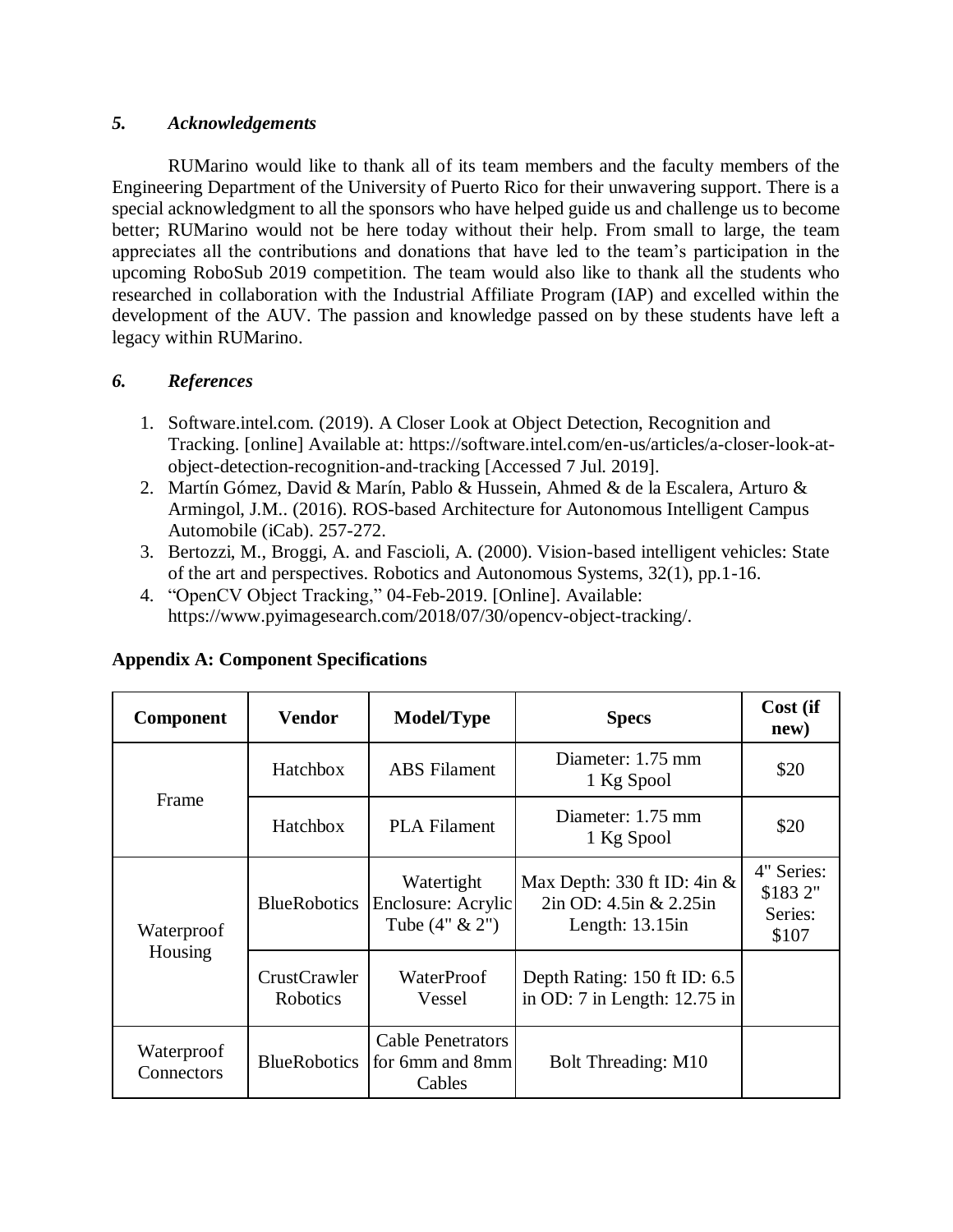### 5. *Acknowledgements*

RUMarino would like to thank all of its team members and the faculty members of the Engineering Department of the University of Puerto Rico for their unwavering support. There is a special acknowledgment to all the sponsors who have helped guide us and challenge us to become better; RUMarino would not be here today without their help. From small to large, the team appreciates all the contributions and donations that have led to the team's participation in the upcoming RoboSub 2019 competition. The team would also like to thank all the students who researched in collaboration with the Industrial Affiliate Program (IAP) and excelled within the development of the AUV. The passion and knowledge passed on by these students have left a legacy within RUMarino.

### 6. *References*

1. Software.intel.com. (2019). A Closer Look at Object Detection, Recognition and Tracking. [online] Available at: https://software.intel.com/en-us/articles/a-closer-look-at-object-detection-recognition-and-tracking [Accessed 7 Jul. 2019].
2. Martín Gómez, David & Marín, Pablo & Hussein, Ahmed & de la Escalera, Arturo & Armingol, J.M.. (2016). ROS-based Architecture for Autonomous Intelligent Campus Automobile (iCab). 257-272.
3. Bertozzi, M., Broggi, A. and Fascioli, A. (2000). Vision-based intelligent vehicles: State of the art and perspectives. Robotics and Autonomous Systems, 32(1), pp.1-16.
4. "OpenCV Object Tracking," 04-Feb-2019. [Online]. Available: https://www.pyimagesearch.com/2018/07/30/opencv-object-tracking/.

**Appendix A: Component Specifications**

| Component | Vendor | Model/Type | Specs | Cost (if new) |
|---|---|---|---|---|
| Frame | Hatchbox | ABS Filament | Diameter: 1.75 mm<br>1 Kg Spool | $20 |
| | Hatchbox | PLA Filament | Diameter: 1.75 mm<br>1 Kg Spool | $20 |
| Waterproof Housing | BlueRobotics | Watertight Enclosure: Acrylic Tube (4" & 2") | Max Depth: 330 ft ID: 4in & 2in OD: 4.5in & 2.25in Length: 13.15in | 4" Series: $183 2" Series: $107 |
| | CrustCrawler Robotics | WaterProof Vessel | Depth Rating: 150 ft ID: 6.5 in OD: 7 in Length: 12.75 in | |
| Waterproof Connectors | BlueRobotics | Cable Penetrators for 6mm and 8mm Cables | Bolt Threading: M10 | |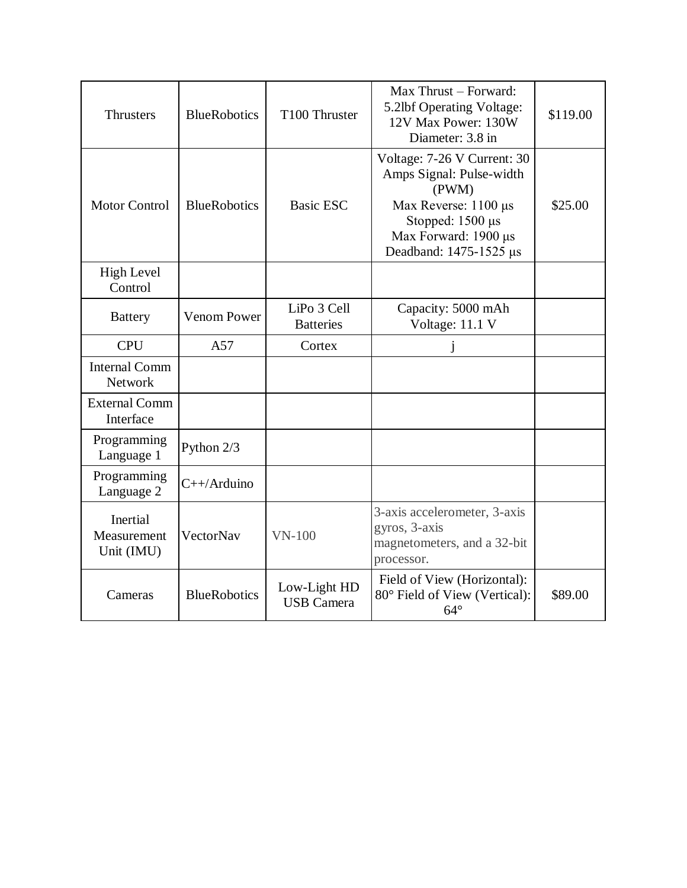| Thrusters | BlueRobotics | T100 Thruster | Max Thrust – Forward: 5.2lbf Operating Voltage: 12V Max Power: 130W Diameter: 3.8 in | $119.00 |
|---|---|---|---|---|
| Motor Control | BlueRobotics | Basic ESC | Voltage: 7-26 V Current: 30 Amps Signal: Pulse-width (PWM) Max Reverse: 1100 µs Stopped: 1500 µs Max Forward: 1900 µs Deadband: 1475-1525 µs | $25.00 |
| High Level Control | | | | |
| Battery | Venom Power | LiPo 3 Cell Batteries | Capacity: 5000 mAh Voltage: 11.1 V | |
| CPU | A57 | Cortex | j | |
| Internal Comm Network | | | | |
| External Comm Interface | | | | |
| Programming Language 1 | Python 2/3 | | | |
| Programming Language 2 | C++/Arduino | | | |
| Inertial Measurement Unit (IMU) | VectorNav | VN-100 | 3-axis accelerometer, 3-axis gyros, 3-axis magnetometers, and a 32-bit processor. | |
| Cameras | BlueRobotics | Low-Light HD USB Camera | Field of View (Horizontal): 80° Field of View (Vertical): 64° | $89.00 |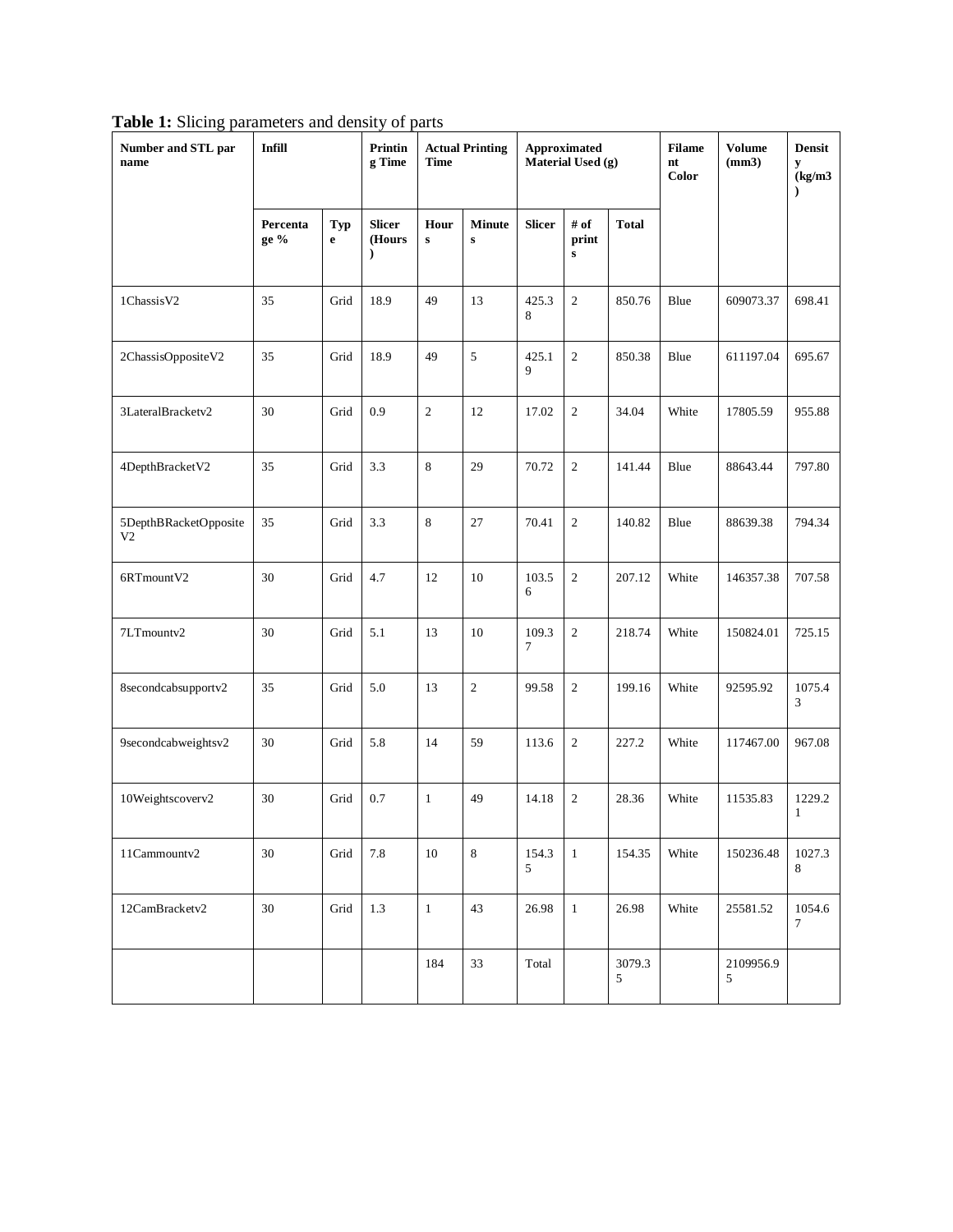**Table 1:** Slicing parameters and density of parts

| Number and STL par name | Infill | | Printing Time | Actual Printing Time | | Approximated Material Used (g) | | | Filament Color | Volume (mm3) | Density (kg/m3) |
|---|---|---|---|---|---|---|---|---|---|---|---|
| | Percentage % | Type | Slicer (Hours) | Hours | Minutes | Slicer | # of prints | Total | | | |
| 1ChassisV2 | 35 | Grid | 18.9 | 49 | 13 | 425.38 | 2 | 850.76 | Blue | 609073.37 | 698.41 |
| 2ChassisOppositeV2 | 35 | Grid | 18.9 | 49 | 5 | 425.19 | 2 | 850.38 | Blue | 611197.04 | 695.67 |
| 3LateralBracketv2 | 30 | Grid | 0.9 | 2 | 12 | 17.02 | 2 | 34.04 | White | 17805.59 | 955.88 |
| 4DepthBracketV2 | 35 | Grid | 3.3 | 8 | 29 | 70.72 | 2 | 141.44 | Blue | 88643.44 | 797.80 |
| 5DepthBRacketOppositeV2 | 35 | Grid | 3.3 | 8 | 27 | 70.41 | 2 | 140.82 | Blue | 88639.38 | 794.34 |
| 6RTmountV2 | 30 | Grid | 4.7 | 12 | 10 | 103.56 | 2 | 207.12 | White | 146357.38 | 707.58 |
| 7LTmountv2 | 30 | Grid | 5.1 | 13 | 10 | 109.37 | 2 | 218.74 | White | 150824.01 | 725.15 |
| 8secondcabsupportv2 | 35 | Grid | 5.0 | 13 | 2 | 99.58 | 2 | 199.16 | White | 92595.92 | 1075.43 |
| 9secondcabweightsv2 | 30 | Grid | 5.8 | 14 | 59 | 113.6 | 2 | 227.2 | White | 117467.00 | 967.08 |
| 10Weightscoverv2 | 30 | Grid | 0.7 | 1 | 49 | 14.18 | 2 | 28.36 | White | 11535.83 | 1229.21 |
| 11Cammountv2 | 30 | Grid | 7.8 | 10 | 8 | 154.35 | 1 | 154.35 | White | 150236.48 | 1027.38 |
| 12CamBracketv2 | 30 | Grid | 1.3 | 1 | 43 | 26.98 | 1 | 26.98 | White | 25581.52 | 1054.67 |
| | | | | 184 | 33 | Total | | 3079.35 | | 2109956.95 | |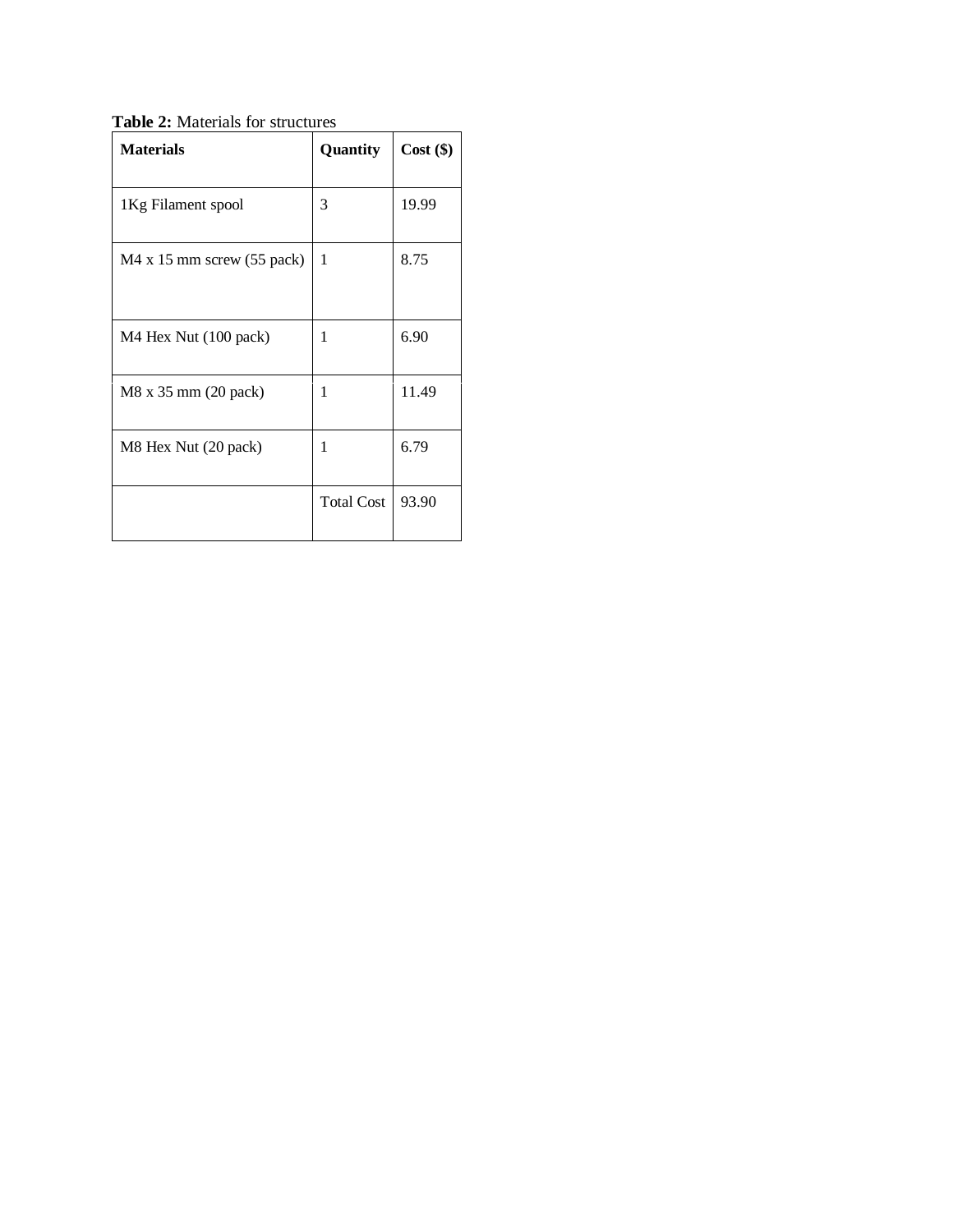**Table 2:** Materials for structures

| **Materials** | **Quantity** | **Cost ($)** |
|---|---|---|
| 1Kg Filament spool | 3 | 19.99 |
| M4 x 15 mm screw (55 pack) | 1 | 8.75 |
| M4 Hex Nut (100 pack) | 1 | 6.90 |
| M8 x 35 mm (20 pack) | 1 | 11.49 |
| M8 Hex Nut (20 pack) | 1 | 6.79 |
| | Total Cost | 93.90 |